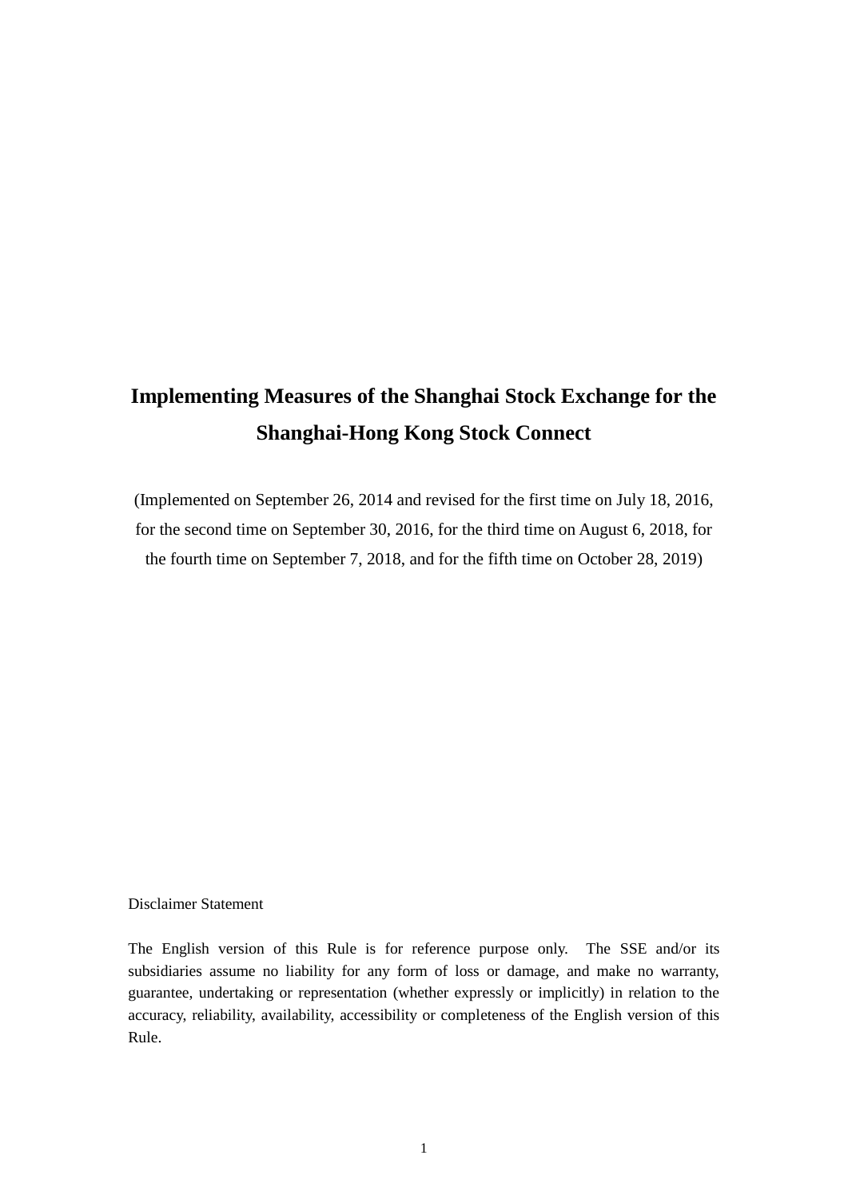# Implementing Measures of the Shanghai Stock Exchange for the Shanghai-Hong Kong Stock Connect

(Implemented on September 26, 2014 and revised for the first time on July 18, 2016, for the second time on September 30, 2016, for the third time on August 6, 2018, for the fourth time on September 7, 2018, and for the fifth time on October 28, 2019)

Disclaimer Statement

The English version of this Rule is for reference purpose only. The SSE and/or its subsidiaries assume no liability for any form of loss or damage, and make no warranty, guarantee, undertaking or representation (whether expressly or implicitly) in relation to the accuracy, reliability, availability, accessibility or completeness of the English version of this Rule.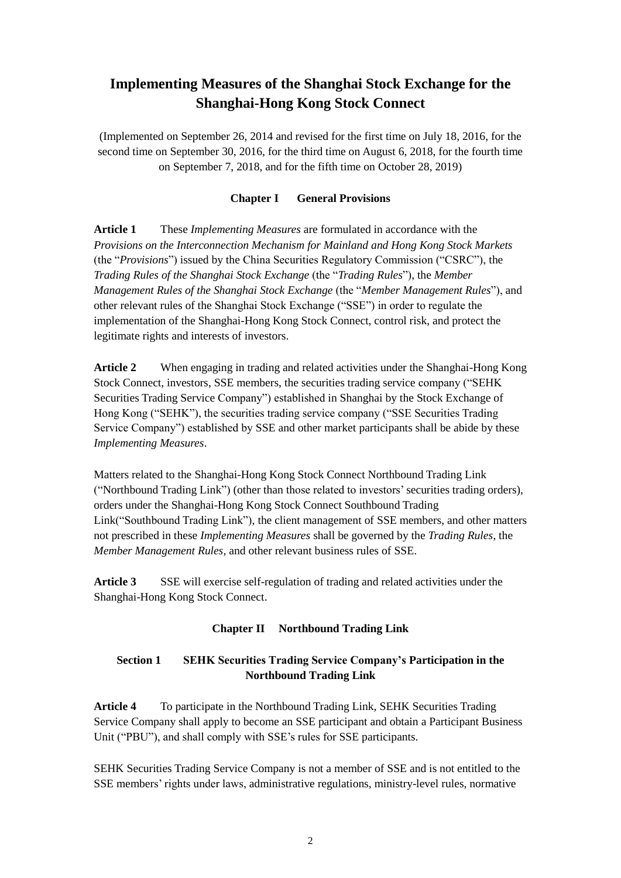# Implementing Measures of the Shanghai Stock Exchange for the Shanghai-Hong Kong Stock Connect

(Implemented on September 26, 2014 and revised for the first time on July 18, 2016, for the second time on September 30, 2016, for the third time on August 6, 2018, for the fourth time on September 7, 2018, and for the fifth time on October 28, 2019)

## Chapter I General Provisions

**Article 1** These *Implementing Measures* are formulated in accordance with the *Provisions on the Interconnection Mechanism for Mainland and Hong Kong Stock Markets* (the "*Provisions*") issued by the China Securities Regulatory Commission ("CSRC"), the *Trading Rules of the Shanghai Stock Exchange* (the "*Trading Rules*"), the *Member Management Rules of the Shanghai Stock Exchange* (the "*Member Management Rules*"), and other relevant rules of the Shanghai Stock Exchange ("SSE") in order to regulate the implementation of the Shanghai-Hong Kong Stock Connect, control risk, and protect the legitimate rights and interests of investors.

**Article 2** When engaging in trading and related activities under the Shanghai-Hong Kong Stock Connect, investors, SSE members, the securities trading service company ("SEHK Securities Trading Service Company") established in Shanghai by the Stock Exchange of Hong Kong ("SEHK"), the securities trading service company ("SSE Securities Trading Service Company") established by SSE and other market participants shall be abide by these *Implementing Measures*.

Matters related to the Shanghai-Hong Kong Stock Connect Northbound Trading Link ("Northbound Trading Link") (other than those related to investors' securities trading orders), orders under the Shanghai-Hong Kong Stock Connect Southbound Trading Link("Southbound Trading Link"), the client management of SSE members, and other matters not prescribed in these *Implementing Measures* shall be governed by the *Trading Rules*, the *Member Management Rules*, and other relevant business rules of SSE.

**Article 3** SSE will exercise self-regulation of trading and related activities under the Shanghai-Hong Kong Stock Connect.

## Chapter II Northbound Trading Link

### Section 1 SEHK Securities Trading Service Company's Participation in the Northbound Trading Link

**Article 4** To participate in the Northbound Trading Link, SEHK Securities Trading Service Company shall apply to become an SSE participant and obtain a Participant Business Unit ("PBU"), and shall comply with SSE's rules for SSE participants.

SEHK Securities Trading Service Company is not a member of SSE and is not entitled to the SSE members' rights under laws, administrative regulations, ministry-level rules, normative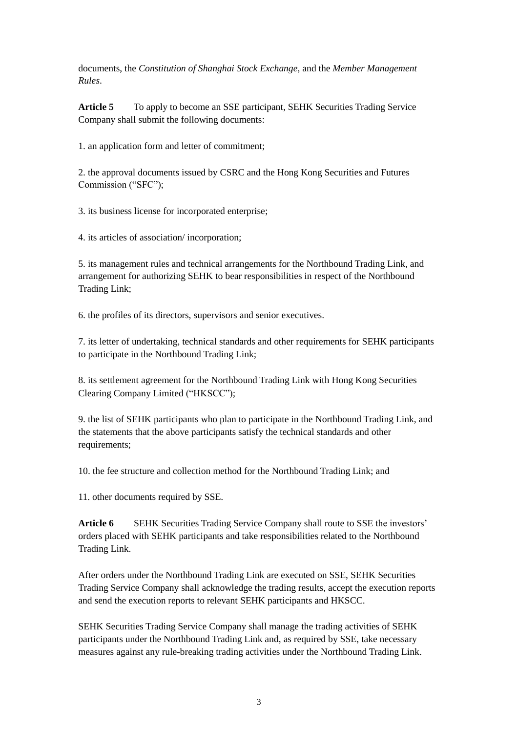documents, the *Constitution of Shanghai Stock Exchange,* and the *Member Management Rules*.

**Article 5** To apply to become an SSE participant, SEHK Securities Trading Service Company shall submit the following documents:

1. an application form and letter of commitment;

2. the approval documents issued by CSRC and the Hong Kong Securities and Futures Commission ("SFC");

3. its business license for incorporated enterprise;

4. its articles of association/ incorporation;

5. its management rules and technical arrangements for the Northbound Trading Link, and arrangement for authorizing SEHK to bear responsibilities in respect of the Northbound Trading Link;

6. the profiles of its directors, supervisors and senior executives.

7. its letter of undertaking, technical standards and other requirements for SEHK participants to participate in the Northbound Trading Link;

8. its settlement agreement for the Northbound Trading Link with Hong Kong Securities Clearing Company Limited ("HKSCC");

9. the list of SEHK participants who plan to participate in the Northbound Trading Link, and the statements that the above participants satisfy the technical standards and other requirements;

10. the fee structure and collection method for the Northbound Trading Link; and

11. other documents required by SSE.

**Article 6** SEHK Securities Trading Service Company shall route to SSE the investors' orders placed with SEHK participants and take responsibilities related to the Northbound Trading Link.

After orders under the Northbound Trading Link are executed on SSE, SEHK Securities Trading Service Company shall acknowledge the trading results, accept the execution reports and send the execution reports to relevant SEHK participants and HKSCC.

SEHK Securities Trading Service Company shall manage the trading activities of SEHK participants under the Northbound Trading Link and, as required by SSE, take necessary measures against any rule-breaking trading activities under the Northbound Trading Link.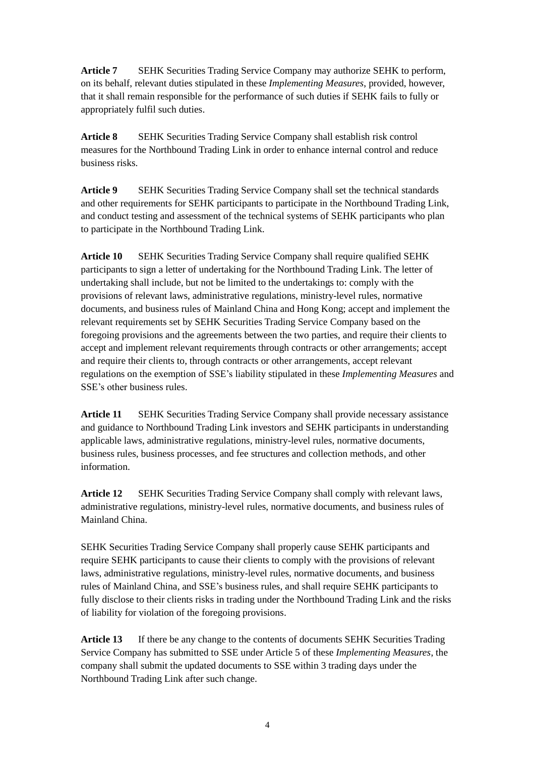**Article 7** SEHK Securities Trading Service Company may authorize SEHK to perform, on its behalf, relevant duties stipulated in these *Implementing Measures*, provided, however, that it shall remain responsible for the performance of such duties if SEHK fails to fully or appropriately fulfil such duties.

**Article 8** SEHK Securities Trading Service Company shall establish risk control measures for the Northbound Trading Link in order to enhance internal control and reduce business risks.

**Article 9** SEHK Securities Trading Service Company shall set the technical standards and other requirements for SEHK participants to participate in the Northbound Trading Link, and conduct testing and assessment of the technical systems of SEHK participants who plan to participate in the Northbound Trading Link.

**Article 10** SEHK Securities Trading Service Company shall require qualified SEHK participants to sign a letter of undertaking for the Northbound Trading Link. The letter of undertaking shall include, but not be limited to the undertakings to: comply with the provisions of relevant laws, administrative regulations, ministry-level rules, normative documents, and business rules of Mainland China and Hong Kong; accept and implement the relevant requirements set by SEHK Securities Trading Service Company based on the foregoing provisions and the agreements between the two parties, and require their clients to accept and implement relevant requirements through contracts or other arrangements; accept and require their clients to, through contracts or other arrangements, accept relevant regulations on the exemption of SSE's liability stipulated in these *Implementing Measures* and SSE's other business rules.

**Article 11** SEHK Securities Trading Service Company shall provide necessary assistance and guidance to Northbound Trading Link investors and SEHK participants in understanding applicable laws, administrative regulations, ministry-level rules, normative documents, business rules, business processes, and fee structures and collection methods, and other information.

**Article 12** SEHK Securities Trading Service Company shall comply with relevant laws, administrative regulations, ministry-level rules, normative documents, and business rules of Mainland China.

SEHK Securities Trading Service Company shall properly cause SEHK participants and require SEHK participants to cause their clients to comply with the provisions of relevant laws, administrative regulations, ministry-level rules, normative documents, and business rules of Mainland China, and SSE's business rules, and shall require SEHK participants to fully disclose to their clients risks in trading under the Northbound Trading Link and the risks of liability for violation of the foregoing provisions.

**Article 13** If there be any change to the contents of documents SEHK Securities Trading Service Company has submitted to SSE under Article 5 of these *Implementing Measures*, the company shall submit the updated documents to SSE within 3 trading days under the Northbound Trading Link after such change.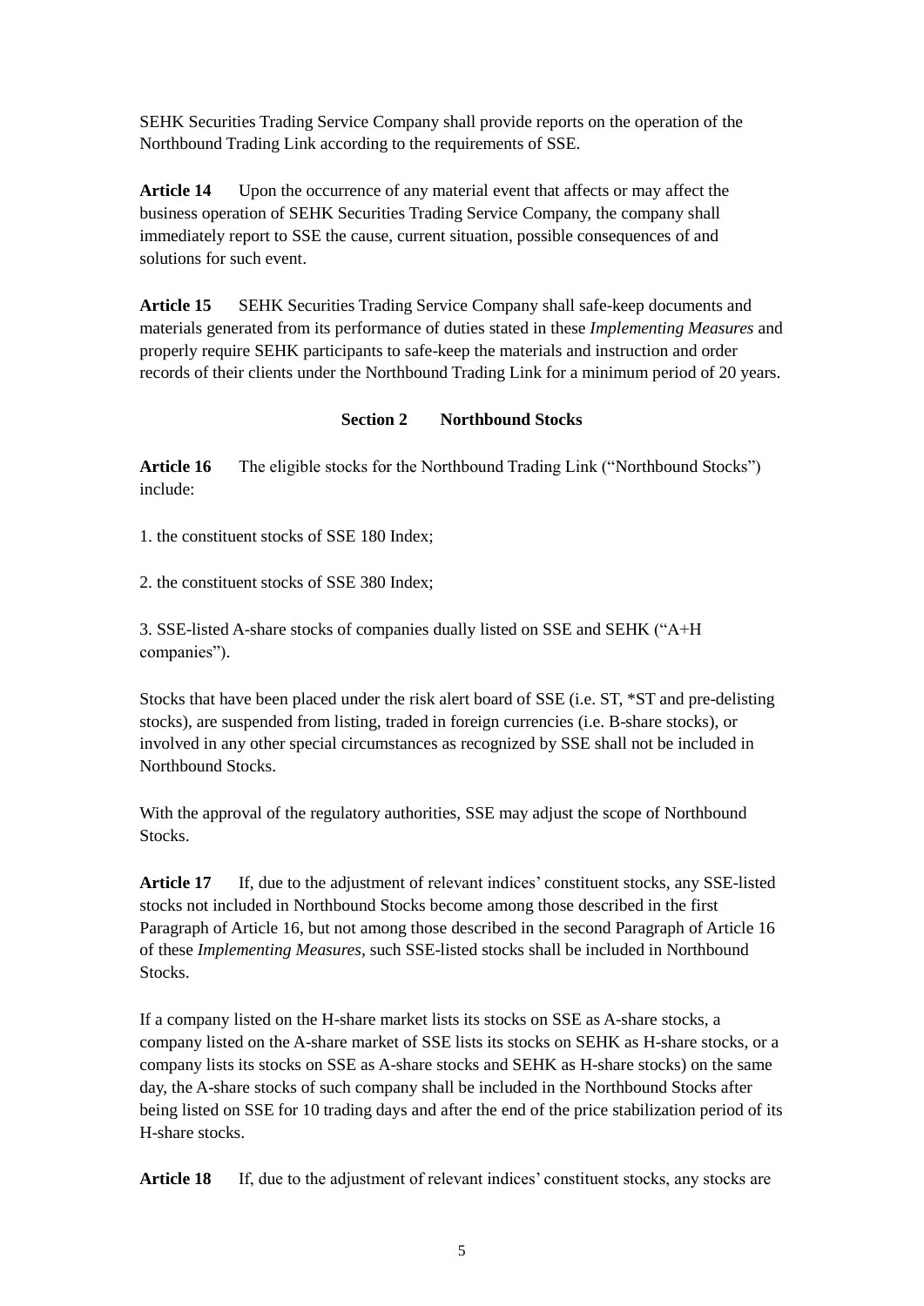SEHK Securities Trading Service Company shall provide reports on the operation of the Northbound Trading Link according to the requirements of SSE.

**Article 14** Upon the occurrence of any material event that affects or may affect the business operation of SEHK Securities Trading Service Company, the company shall immediately report to SSE the cause, current situation, possible consequences of and solutions for such event.

**Article 15** SEHK Securities Trading Service Company shall safe-keep documents and materials generated from its performance of duties stated in these *Implementing Measures* and properly require SEHK participants to safe-keep the materials and instruction and order records of their clients under the Northbound Trading Link for a minimum period of 20 years.

### Section 2 Northbound Stocks

**Article 16** The eligible stocks for the Northbound Trading Link ("Northbound Stocks") include:

1. the constituent stocks of SSE 180 Index;

2. the constituent stocks of SSE 380 Index;

3. SSE-listed A-share stocks of companies dually listed on SSE and SEHK ("A+H companies").

Stocks that have been placed under the risk alert board of SSE (i.e. ST, *ST and pre-delisting stocks), are suspended from listing, traded in foreign currencies (i.e. B-share stocks), or involved in any other special circumstances as recognized by SSE shall not be included in Northbound Stocks.

With the approval of the regulatory authorities, SSE may adjust the scope of Northbound Stocks.

**Article 17** If, due to the adjustment of relevant indices' constituent stocks, any SSE-listed stocks not included in Northbound Stocks become among those described in the first Paragraph of Article 16, but not among those described in the second Paragraph of Article 16 of these *Implementing Measures*, such SSE-listed stocks shall be included in Northbound Stocks.

If a company listed on the H-share market lists its stocks on SSE as A-share stocks, a company listed on the A-share market of SSE lists its stocks on SEHK as H-share stocks, or a company lists its stocks on SSE as A-share stocks and SEHK as H-share stocks) on the same day, the A-share stocks of such company shall be included in the Northbound Stocks after being listed on SSE for 10 trading days and after the end of the price stabilization period of its H-share stocks.

**Article 18** If, due to the adjustment of relevant indices' constituent stocks, any stocks are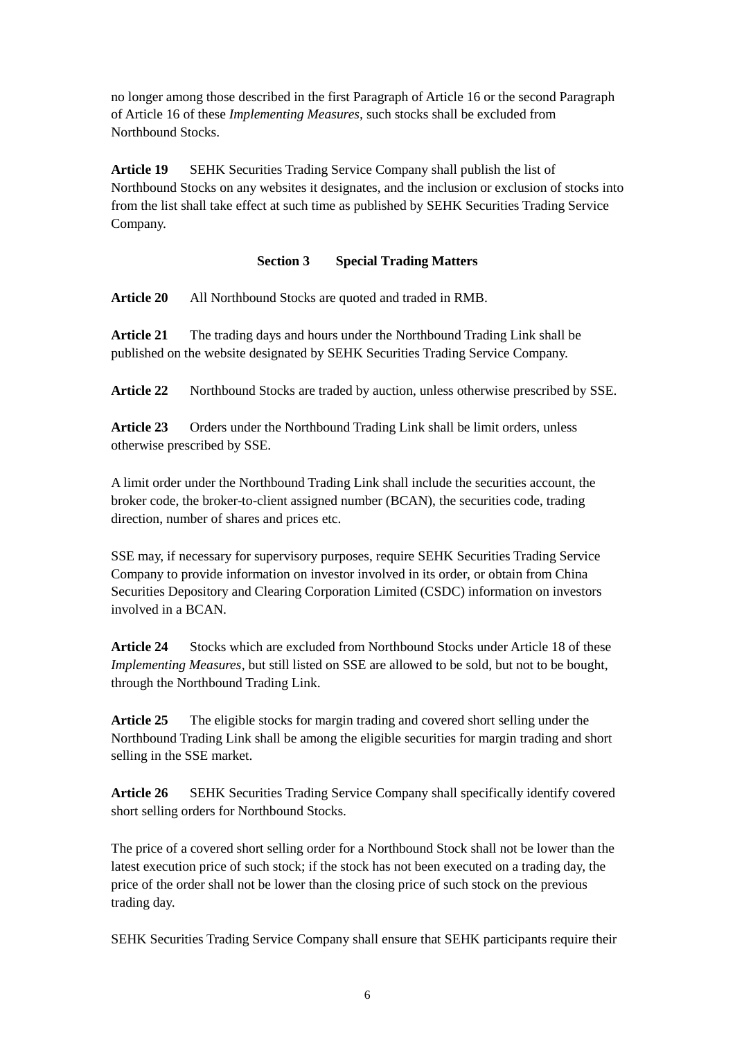no longer among those described in the first Paragraph of Article 16 or the second Paragraph of Article 16 of these *Implementing Measures*, such stocks shall be excluded from Northbound Stocks.

**Article 19** SEHK Securities Trading Service Company shall publish the list of Northbound Stocks on any websites it designates, and the inclusion or exclusion of stocks into from the list shall take effect at such time as published by SEHK Securities Trading Service Company.

### Section 3 Special Trading Matters

**Article 20** All Northbound Stocks are quoted and traded in RMB.

**Article 21** The trading days and hours under the Northbound Trading Link shall be published on the website designated by SEHK Securities Trading Service Company.

**Article 22** Northbound Stocks are traded by auction, unless otherwise prescribed by SSE.

**Article 23** Orders under the Northbound Trading Link shall be limit orders, unless otherwise prescribed by SSE.

A limit order under the Northbound Trading Link shall include the securities account, the broker code, the broker-to-client assigned number (BCAN), the securities code, trading direction, number of shares and prices etc.

SSE may, if necessary for supervisory purposes, require SEHK Securities Trading Service Company to provide information on investor involved in its order, or obtain from China Securities Depository and Clearing Corporation Limited (CSDC) information on investors involved in a BCAN.

**Article 24** Stocks which are excluded from Northbound Stocks under Article 18 of these *Implementing Measures*, but still listed on SSE are allowed to be sold, but not to be bought, through the Northbound Trading Link.

**Article 25** The eligible stocks for margin trading and covered short selling under the Northbound Trading Link shall be among the eligible securities for margin trading and short selling in the SSE market.

**Article 26** SEHK Securities Trading Service Company shall specifically identify covered short selling orders for Northbound Stocks.

The price of a covered short selling order for a Northbound Stock shall not be lower than the latest execution price of such stock; if the stock has not been executed on a trading day, the price of the order shall not be lower than the closing price of such stock on the previous trading day.

SEHK Securities Trading Service Company shall ensure that SEHK participants require their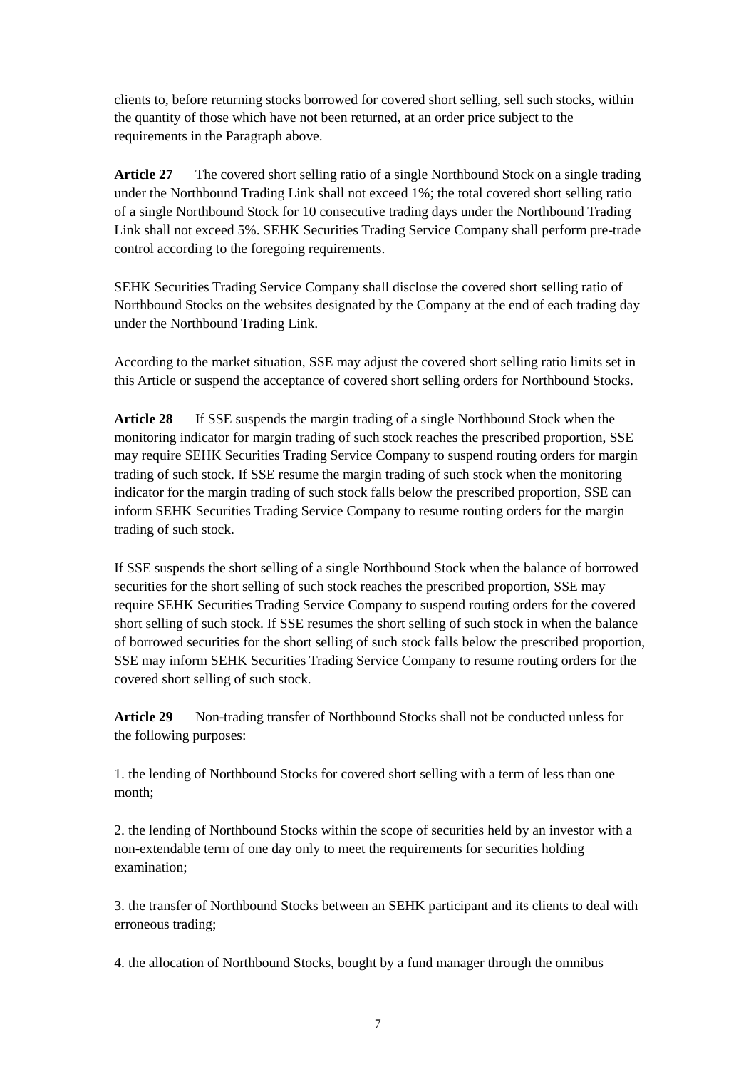clients to, before returning stocks borrowed for covered short selling, sell such stocks, within the quantity of those which have not been returned, at an order price subject to the requirements in the Paragraph above.

**Article 27** The covered short selling ratio of a single Northbound Stock on a single trading under the Northbound Trading Link shall not exceed 1%; the total covered short selling ratio of a single Northbound Stock for 10 consecutive trading days under the Northbound Trading Link shall not exceed 5%. SEHK Securities Trading Service Company shall perform pre-trade control according to the foregoing requirements.

SEHK Securities Trading Service Company shall disclose the covered short selling ratio of Northbound Stocks on the websites designated by the Company at the end of each trading day under the Northbound Trading Link.

According to the market situation, SSE may adjust the covered short selling ratio limits set in this Article or suspend the acceptance of covered short selling orders for Northbound Stocks.

**Article 28** If SSE suspends the margin trading of a single Northbound Stock when the monitoring indicator for margin trading of such stock reaches the prescribed proportion, SSE may require SEHK Securities Trading Service Company to suspend routing orders for margin trading of such stock. If SSE resume the margin trading of such stock when the monitoring indicator for the margin trading of such stock falls below the prescribed proportion, SSE can inform SEHK Securities Trading Service Company to resume routing orders for the margin trading of such stock.

If SSE suspends the short selling of a single Northbound Stock when the balance of borrowed securities for the short selling of such stock reaches the prescribed proportion, SSE may require SEHK Securities Trading Service Company to suspend routing orders for the covered short selling of such stock. If SSE resumes the short selling of such stock in when the balance of borrowed securities for the short selling of such stock falls below the prescribed proportion, SSE may inform SEHK Securities Trading Service Company to resume routing orders for the covered short selling of such stock.

**Article 29** Non-trading transfer of Northbound Stocks shall not be conducted unless for the following purposes:

1. the lending of Northbound Stocks for covered short selling with a term of less than one month;

2. the lending of Northbound Stocks within the scope of securities held by an investor with a non-extendable term of one day only to meet the requirements for securities holding examination;

3. the transfer of Northbound Stocks between an SEHK participant and its clients to deal with erroneous trading;

4. the allocation of Northbound Stocks, bought by a fund manager through the omnibus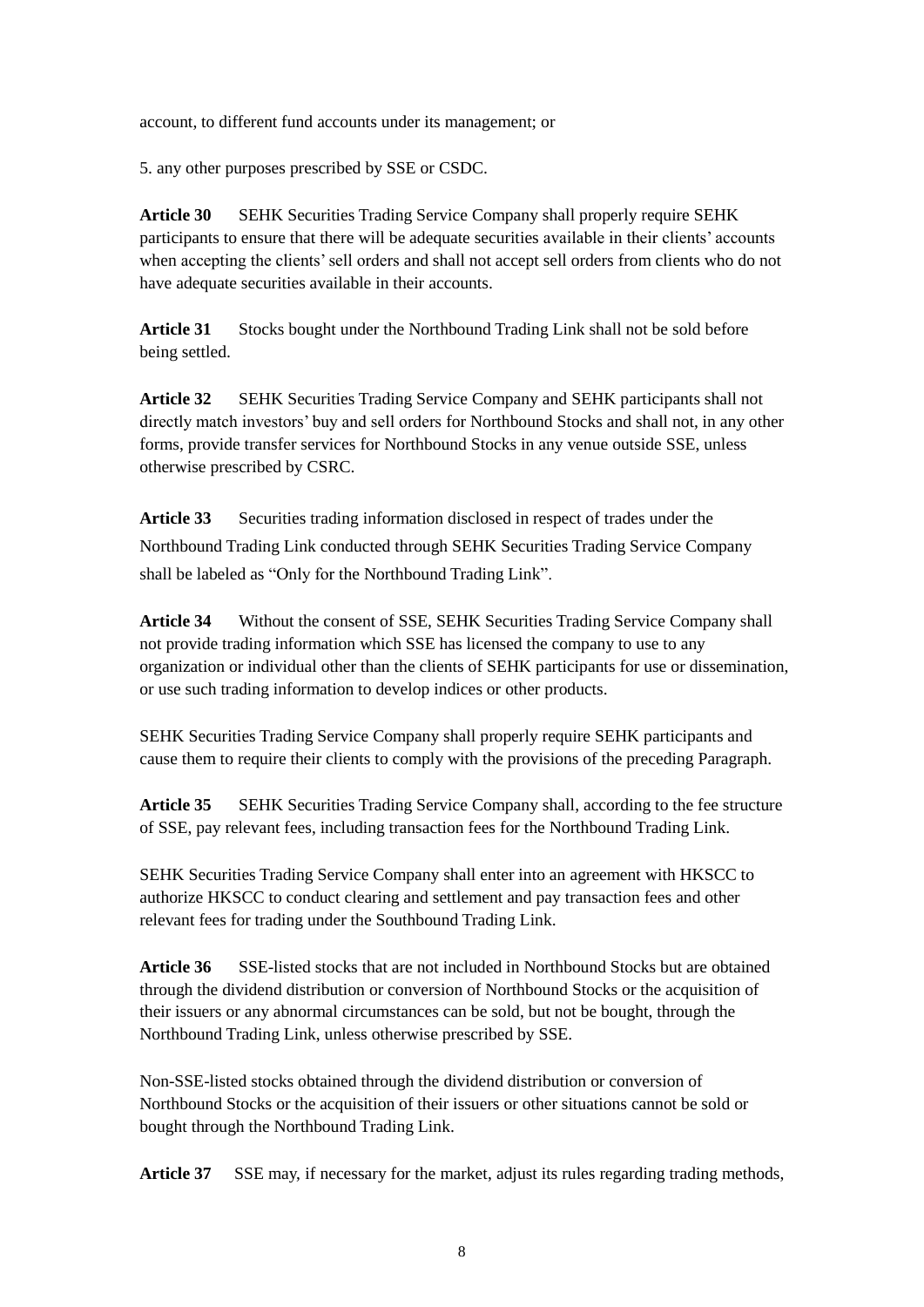account, to different fund accounts under its management; or

5. any other purposes prescribed by SSE or CSDC.

**Article 30** SEHK Securities Trading Service Company shall properly require SEHK participants to ensure that there will be adequate securities available in their clients' accounts when accepting the clients' sell orders and shall not accept sell orders from clients who do not have adequate securities available in their accounts.

**Article 31** Stocks bought under the Northbound Trading Link shall not be sold before being settled.

**Article 32** SEHK Securities Trading Service Company and SEHK participants shall not directly match investors' buy and sell orders for Northbound Stocks and shall not, in any other forms, provide transfer services for Northbound Stocks in any venue outside SSE, unless otherwise prescribed by CSRC.

**Article 33** Securities trading information disclosed in respect of trades under the Northbound Trading Link conducted through SEHK Securities Trading Service Company shall be labeled as "Only for the Northbound Trading Link".

**Article 34** Without the consent of SSE, SEHK Securities Trading Service Company shall not provide trading information which SSE has licensed the company to use to any organization or individual other than the clients of SEHK participants for use or dissemination, or use such trading information to develop indices or other products.

SEHK Securities Trading Service Company shall properly require SEHK participants and cause them to require their clients to comply with the provisions of the preceding Paragraph.

**Article 35** SEHK Securities Trading Service Company shall, according to the fee structure of SSE, pay relevant fees, including transaction fees for the Northbound Trading Link.

SEHK Securities Trading Service Company shall enter into an agreement with HKSCC to authorize HKSCC to conduct clearing and settlement and pay transaction fees and other relevant fees for trading under the Southbound Trading Link.

**Article 36** SSE-listed stocks that are not included in Northbound Stocks but are obtained through the dividend distribution or conversion of Northbound Stocks or the acquisition of their issuers or any abnormal circumstances can be sold, but not be bought, through the Northbound Trading Link, unless otherwise prescribed by SSE.

Non-SSE-listed stocks obtained through the dividend distribution or conversion of Northbound Stocks or the acquisition of their issuers or other situations cannot be sold or bought through the Northbound Trading Link.

**Article 37** SSE may, if necessary for the market, adjust its rules regarding trading methods,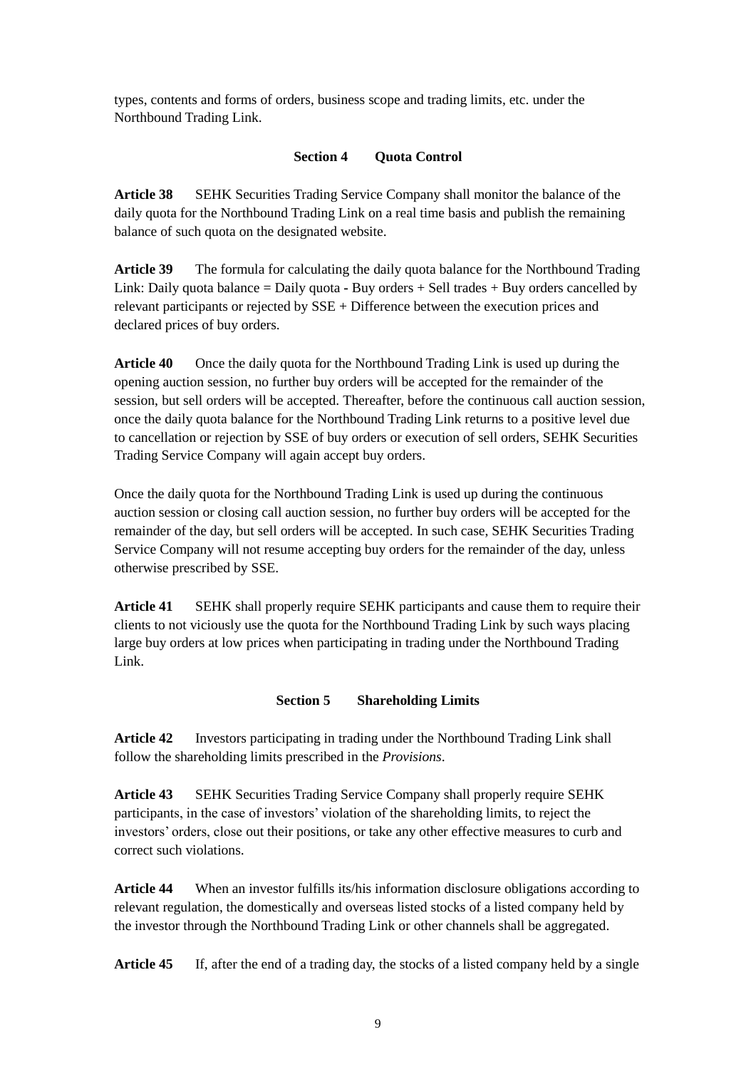types, contents and forms of orders, business scope and trading limits, etc. under the Northbound Trading Link.

### Section 4 Quota Control

**Article 38** SEHK Securities Trading Service Company shall monitor the balance of the daily quota for the Northbound Trading Link on a real time basis and publish the remaining balance of such quota on the designated website.

**Article 39** The formula for calculating the daily quota balance for the Northbound Trading Link: Daily quota balance = Daily quota - Buy orders + Sell trades + Buy orders cancelled by relevant participants or rejected by SSE + Difference between the execution prices and declared prices of buy orders.

**Article 40** Once the daily quota for the Northbound Trading Link is used up during the opening auction session, no further buy orders will be accepted for the remainder of the session, but sell orders will be accepted. Thereafter, before the continuous call auction session, once the daily quota balance for the Northbound Trading Link returns to a positive level due to cancellation or rejection by SSE of buy orders or execution of sell orders, SEHK Securities Trading Service Company will again accept buy orders.

Once the daily quota for the Northbound Trading Link is used up during the continuous auction session or closing call auction session, no further buy orders will be accepted for the remainder of the day, but sell orders will be accepted. In such case, SEHK Securities Trading Service Company will not resume accepting buy orders for the remainder of the day, unless otherwise prescribed by SSE.

**Article 41** SEHK shall properly require SEHK participants and cause them to require their clients to not viciously use the quota for the Northbound Trading Link by such ways placing large buy orders at low prices when participating in trading under the Northbound Trading Link.

### Section 5 Shareholding Limits

**Article 42** Investors participating in trading under the Northbound Trading Link shall follow the shareholding limits prescribed in the *Provisions*.

**Article 43** SEHK Securities Trading Service Company shall properly require SEHK participants, in the case of investors' violation of the shareholding limits, to reject the investors' orders, close out their positions, or take any other effective measures to curb and correct such violations.

**Article 44** When an investor fulfills its/his information disclosure obligations according to relevant regulation, the domestically and overseas listed stocks of a listed company held by the investor through the Northbound Trading Link or other channels shall be aggregated.

**Article 45** If, after the end of a trading day, the stocks of a listed company held by a single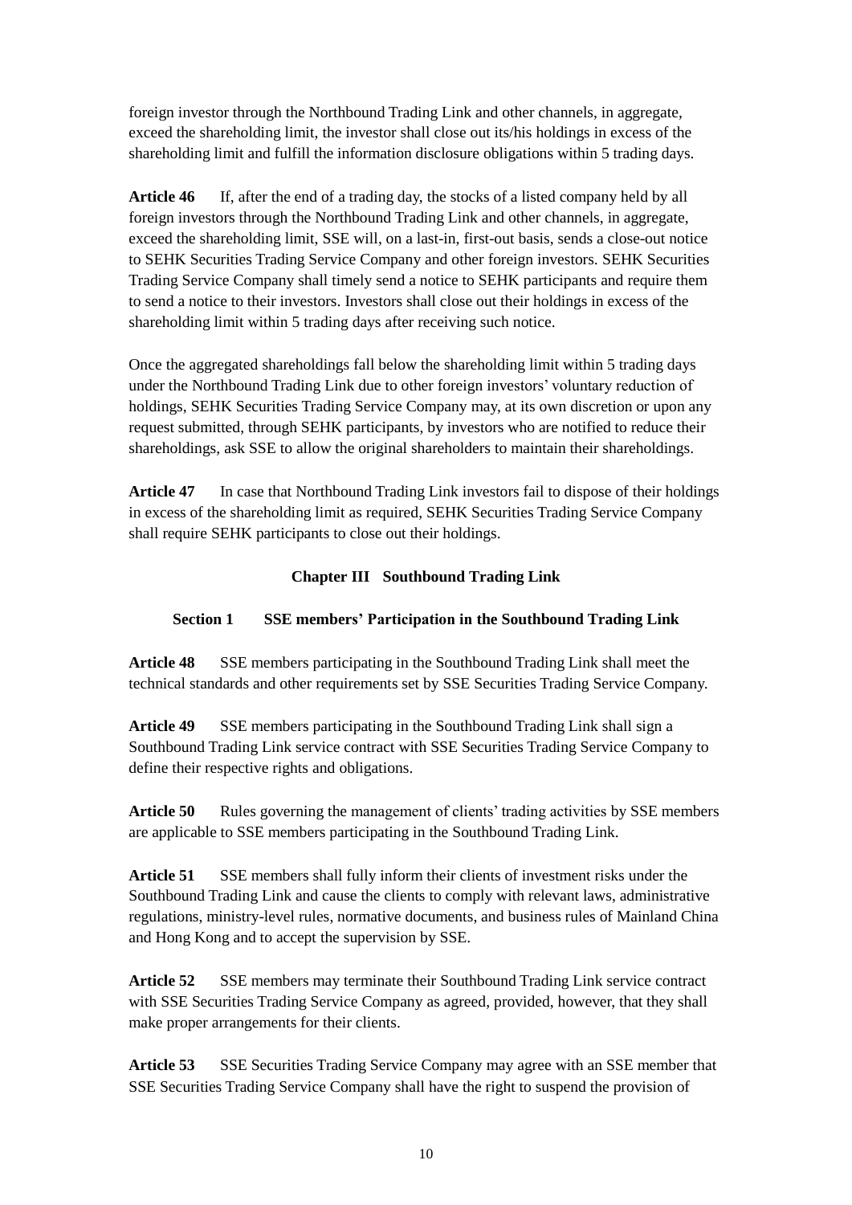foreign investor through the Northbound Trading Link and other channels, in aggregate, exceed the shareholding limit, the investor shall close out its/his holdings in excess of the shareholding limit and fulfill the information disclosure obligations within 5 trading days.

**Article 46** If, after the end of a trading day, the stocks of a listed company held by all foreign investors through the Northbound Trading Link and other channels, in aggregate, exceed the shareholding limit, SSE will, on a last-in, first-out basis, sends a close-out notice to SEHK Securities Trading Service Company and other foreign investors. SEHK Securities Trading Service Company shall timely send a notice to SEHK participants and require them to send a notice to their investors. Investors shall close out their holdings in excess of the shareholding limit within 5 trading days after receiving such notice.

Once the aggregated shareholdings fall below the shareholding limit within 5 trading days under the Northbound Trading Link due to other foreign investors' voluntary reduction of holdings, SEHK Securities Trading Service Company may, at its own discretion or upon any request submitted, through SEHK participants, by investors who are notified to reduce their shareholdings, ask SSE to allow the original shareholders to maintain their shareholdings.

**Article 47** In case that Northbound Trading Link investors fail to dispose of their holdings in excess of the shareholding limit as required, SEHK Securities Trading Service Company shall require SEHK participants to close out their holdings.

## Chapter III Southbound Trading Link

### Section 1 SSE members' Participation in the Southbound Trading Link

**Article 48** SSE members participating in the Southbound Trading Link shall meet the technical standards and other requirements set by SSE Securities Trading Service Company.

**Article 49** SSE members participating in the Southbound Trading Link shall sign a Southbound Trading Link service contract with SSE Securities Trading Service Company to define their respective rights and obligations.

**Article 50** Rules governing the management of clients' trading activities by SSE members are applicable to SSE members participating in the Southbound Trading Link.

**Article 51** SSE members shall fully inform their clients of investment risks under the Southbound Trading Link and cause the clients to comply with relevant laws, administrative regulations, ministry-level rules, normative documents, and business rules of Mainland China and Hong Kong and to accept the supervision by SSE.

**Article 52** SSE members may terminate their Southbound Trading Link service contract with SSE Securities Trading Service Company as agreed, provided, however, that they shall make proper arrangements for their clients.

**Article 53** SSE Securities Trading Service Company may agree with an SSE member that SSE Securities Trading Service Company shall have the right to suspend the provision of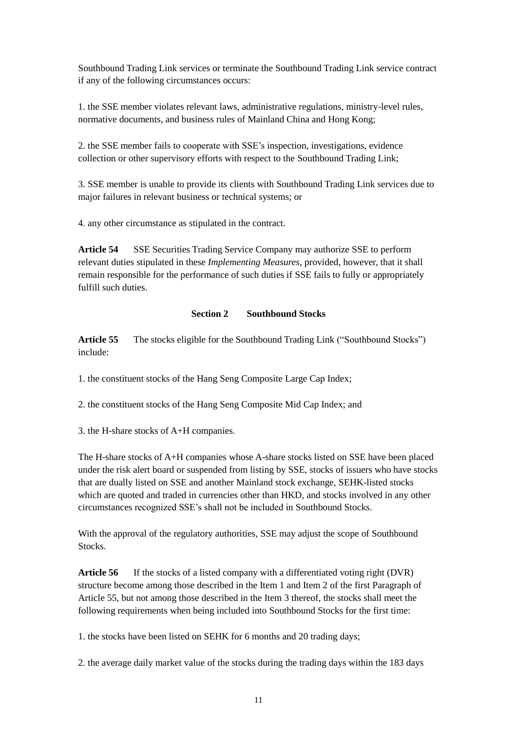Southbound Trading Link services or terminate the Southbound Trading Link service contract if any of the following circumstances occurs:

1. the SSE member violates relevant laws, administrative regulations, ministry-level rules, normative documents, and business rules of Mainland China and Hong Kong;

2. the SSE member fails to cooperate with SSE's inspection, investigations, evidence collection or other supervisory efforts with respect to the Southbound Trading Link;

3. SSE member is unable to provide its clients with Southbound Trading Link services due to major failures in relevant business or technical systems; or

4. any other circumstance as stipulated in the contract.

**Article 54** SSE Securities Trading Service Company may authorize SSE to perform relevant duties stipulated in these *Implementing Measures*, provided, however, that it shall remain responsible for the performance of such duties if SSE fails to fully or appropriately fulfill such duties.

### Section 2 Southbound Stocks

**Article 55** The stocks eligible for the Southbound Trading Link ("Southbound Stocks") include:

1. the constituent stocks of the Hang Seng Composite Large Cap Index;

2. the constituent stocks of the Hang Seng Composite Mid Cap Index; and

3. the H-share stocks of A+H companies.

The H-share stocks of A+H companies whose A-share stocks listed on SSE have been placed under the risk alert board or suspended from listing by SSE, stocks of issuers who have stocks that are dually listed on SSE and another Mainland stock exchange, SEHK-listed stocks which are quoted and traded in currencies other than HKD, and stocks involved in any other circumstances recognized SSE's shall not be included in Southbound Stocks.

With the approval of the regulatory authorities, SSE may adjust the scope of Southbound Stocks.

**Article 56** If the stocks of a listed company with a differentiated voting right (DVR) structure become among those described in the Item 1 and Item 2 of the first Paragraph of Article 55, but not among those described in the Item 3 thereof, the stocks shall meet the following requirements when being included into Southbound Stocks for the first time:

1. the stocks have been listed on SEHK for 6 months and 20 trading days;

2. the average daily market value of the stocks during the trading days within the 183 days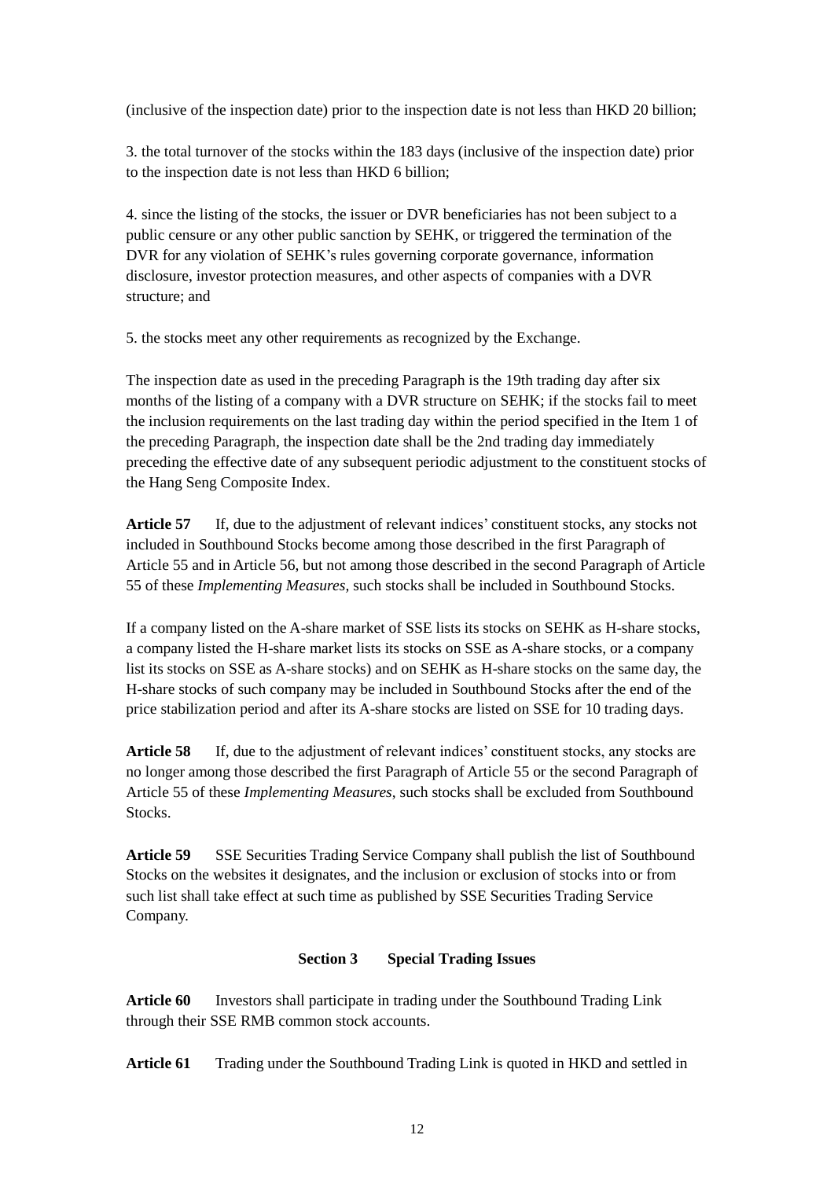(inclusive of the inspection date) prior to the inspection date is not less than HKD 20 billion;

3. the total turnover of the stocks within the 183 days (inclusive of the inspection date) prior to the inspection date is not less than HKD 6 billion;

4. since the listing of the stocks, the issuer or DVR beneficiaries has not been subject to a public censure or any other public sanction by SEHK, or triggered the termination of the DVR for any violation of SEHK's rules governing corporate governance, information disclosure, investor protection measures, and other aspects of companies with a DVR structure; and

5. the stocks meet any other requirements as recognized by the Exchange.

The inspection date as used in the preceding Paragraph is the 19th trading day after six months of the listing of a company with a DVR structure on SEHK; if the stocks fail to meet the inclusion requirements on the last trading day within the period specified in the Item 1 of the preceding Paragraph, the inspection date shall be the 2nd trading day immediately preceding the effective date of any subsequent periodic adjustment to the constituent stocks of the Hang Seng Composite Index.

**Article 57** If, due to the adjustment of relevant indices' constituent stocks, any stocks not included in Southbound Stocks become among those described in the first Paragraph of Article 55 and in Article 56, but not among those described in the second Paragraph of Article 55 of these *Implementing Measures,* such stocks shall be included in Southbound Stocks.

If a company listed on the A-share market of SSE lists its stocks on SEHK as H-share stocks, a company listed the H-share market lists its stocks on SSE as A-share stocks, or a company list its stocks on SSE as A-share stocks) and on SEHK as H-share stocks on the same day, the H-share stocks of such company may be included in Southbound Stocks after the end of the price stabilization period and after its A-share stocks are listed on SSE for 10 trading days.

**Article 58** If, due to the adjustment of relevant indices' constituent stocks, any stocks are no longer among those described the first Paragraph of Article 55 or the second Paragraph of Article 55 of these *Implementing Measures*, such stocks shall be excluded from Southbound Stocks.

**Article 59** SSE Securities Trading Service Company shall publish the list of Southbound Stocks on the websites it designates, and the inclusion or exclusion of stocks into or from such list shall take effect at such time as published by SSE Securities Trading Service Company.

### Section 3 Special Trading Issues

**Article 60** Investors shall participate in trading under the Southbound Trading Link through their SSE RMB common stock accounts.

**Article 61** Trading under the Southbound Trading Link is quoted in HKD and settled in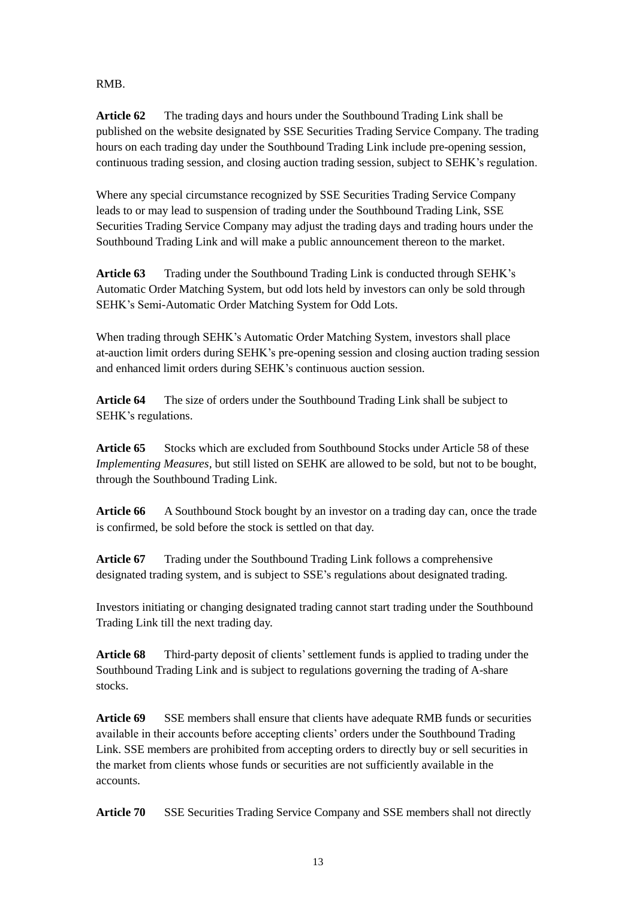RMB.

**Article 62** The trading days and hours under the Southbound Trading Link shall be published on the website designated by SSE Securities Trading Service Company. The trading hours on each trading day under the Southbound Trading Link include pre-opening session, continuous trading session, and closing auction trading session, subject to SEHK's regulation.

Where any special circumstance recognized by SSE Securities Trading Service Company leads to or may lead to suspension of trading under the Southbound Trading Link, SSE Securities Trading Service Company may adjust the trading days and trading hours under the Southbound Trading Link and will make a public announcement thereon to the market.

**Article 63** Trading under the Southbound Trading Link is conducted through SEHK's Automatic Order Matching System, but odd lots held by investors can only be sold through SEHK's Semi-Automatic Order Matching System for Odd Lots.

When trading through SEHK's Automatic Order Matching System, investors shall place at-auction limit orders during SEHK's pre-opening session and closing auction trading session and enhanced limit orders during SEHK's continuous auction session.

**Article 64** The size of orders under the Southbound Trading Link shall be subject to SEHK's regulations.

**Article 65** Stocks which are excluded from Southbound Stocks under Article 58 of these *Implementing Measures*, but still listed on SEHK are allowed to be sold, but not to be bought, through the Southbound Trading Link.

**Article 66** A Southbound Stock bought by an investor on a trading day can, once the trade is confirmed, be sold before the stock is settled on that day.

**Article 67** Trading under the Southbound Trading Link follows a comprehensive designated trading system, and is subject to SSE's regulations about designated trading.

Investors initiating or changing designated trading cannot start trading under the Southbound Trading Link till the next trading day.

**Article 68** Third-party deposit of clients' settlement funds is applied to trading under the Southbound Trading Link and is subject to regulations governing the trading of A-share stocks.

**Article 69** SSE members shall ensure that clients have adequate RMB funds or securities available in their accounts before accepting clients' orders under the Southbound Trading Link. SSE members are prohibited from accepting orders to directly buy or sell securities in the market from clients whose funds or securities are not sufficiently available in the accounts.

**Article 70** SSE Securities Trading Service Company and SSE members shall not directly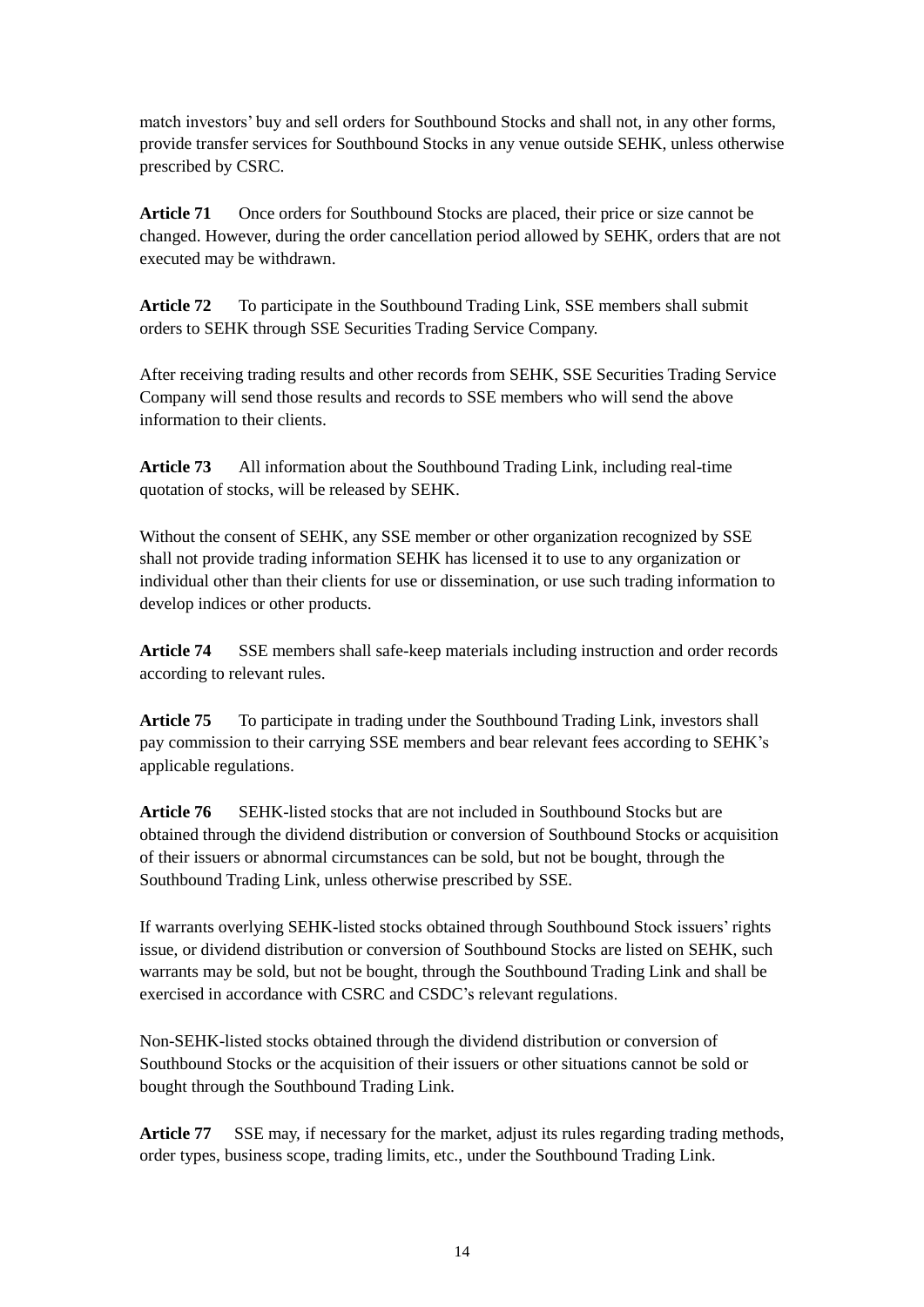match investors' buy and sell orders for Southbound Stocks and shall not, in any other forms, provide transfer services for Southbound Stocks in any venue outside SEHK, unless otherwise prescribed by CSRC.

**Article 71** Once orders for Southbound Stocks are placed, their price or size cannot be changed. However, during the order cancellation period allowed by SEHK, orders that are not executed may be withdrawn.

**Article 72** To participate in the Southbound Trading Link, SSE members shall submit orders to SEHK through SSE Securities Trading Service Company.

After receiving trading results and other records from SEHK, SSE Securities Trading Service Company will send those results and records to SSE members who will send the above information to their clients.

**Article 73** All information about the Southbound Trading Link, including real-time quotation of stocks, will be released by SEHK.

Without the consent of SEHK, any SSE member or other organization recognized by SSE shall not provide trading information SEHK has licensed it to use to any organization or individual other than their clients for use or dissemination, or use such trading information to develop indices or other products.

**Article 74** SSE members shall safe-keep materials including instruction and order records according to relevant rules.

**Article 75** To participate in trading under the Southbound Trading Link, investors shall pay commission to their carrying SSE members and bear relevant fees according to SEHK's applicable regulations.

**Article 76** SEHK-listed stocks that are not included in Southbound Stocks but are obtained through the dividend distribution or conversion of Southbound Stocks or acquisition of their issuers or abnormal circumstances can be sold, but not be bought, through the Southbound Trading Link, unless otherwise prescribed by SSE.

If warrants overlying SEHK-listed stocks obtained through Southbound Stock issuers' rights issue, or dividend distribution or conversion of Southbound Stocks are listed on SEHK, such warrants may be sold, but not be bought, through the Southbound Trading Link and shall be exercised in accordance with CSRC and CSDC's relevant regulations.

Non-SEHK-listed stocks obtained through the dividend distribution or conversion of Southbound Stocks or the acquisition of their issuers or other situations cannot be sold or bought through the Southbound Trading Link.

**Article 77** SSE may, if necessary for the market, adjust its rules regarding trading methods, order types, business scope, trading limits, etc., under the Southbound Trading Link.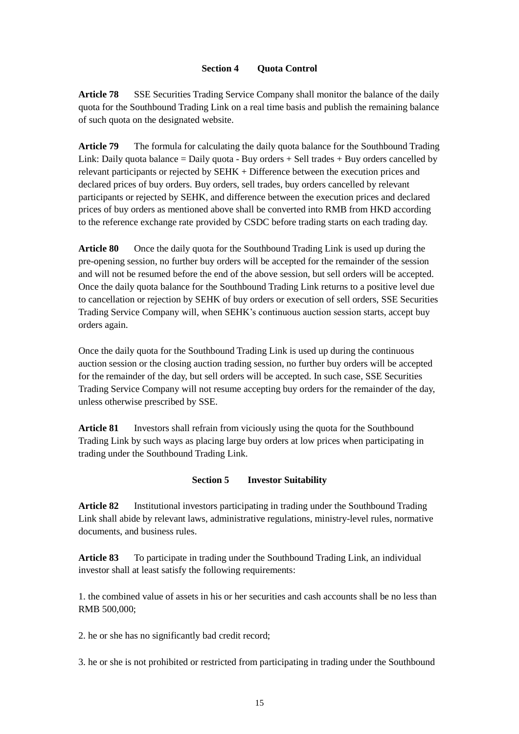### Section 4 Quota Control

**Article 78** SSE Securities Trading Service Company shall monitor the balance of the daily quota for the Southbound Trading Link on a real time basis and publish the remaining balance of such quota on the designated website.

**Article 79** The formula for calculating the daily quota balance for the Southbound Trading Link: Daily quota balance = Daily quota - Buy orders + Sell trades + Buy orders cancelled by relevant participants or rejected by SEHK + Difference between the execution prices and declared prices of buy orders. Buy orders, sell trades, buy orders cancelled by relevant participants or rejected by SEHK, and difference between the execution prices and declared prices of buy orders as mentioned above shall be converted into RMB from HKD according to the reference exchange rate provided by CSDC before trading starts on each trading day.

**Article 80** Once the daily quota for the Southbound Trading Link is used up during the pre-opening session, no further buy orders will be accepted for the remainder of the session and will not be resumed before the end of the above session, but sell orders will be accepted. Once the daily quota balance for the Southbound Trading Link returns to a positive level due to cancellation or rejection by SEHK of buy orders or execution of sell orders, SSE Securities Trading Service Company will, when SEHK's continuous auction session starts, accept buy orders again.

Once the daily quota for the Southbound Trading Link is used up during the continuous auction session or the closing auction trading session, no further buy orders will be accepted for the remainder of the day, but sell orders will be accepted. In such case, SSE Securities Trading Service Company will not resume accepting buy orders for the remainder of the day, unless otherwise prescribed by SSE.

**Article 81** Investors shall refrain from viciously using the quota for the Southbound Trading Link by such ways as placing large buy orders at low prices when participating in trading under the Southbound Trading Link.

### Section 5 Investor Suitability

**Article 82** Institutional investors participating in trading under the Southbound Trading Link shall abide by relevant laws, administrative regulations, ministry-level rules, normative documents, and business rules.

**Article 83** To participate in trading under the Southbound Trading Link, an individual investor shall at least satisfy the following requirements:

1. the combined value of assets in his or her securities and cash accounts shall be no less than RMB 500,000;

2. he or she has no significantly bad credit record;

3. he or she is not prohibited or restricted from participating in trading under the Southbound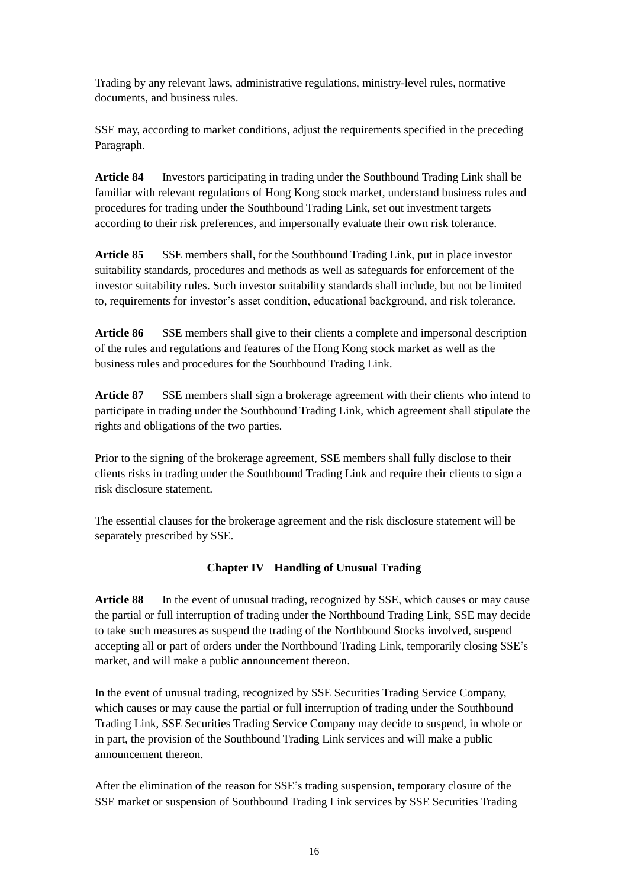Trading by any relevant laws, administrative regulations, ministry-level rules, normative documents, and business rules.

SSE may, according to market conditions, adjust the requirements specified in the preceding Paragraph.

**Article 84** Investors participating in trading under the Southbound Trading Link shall be familiar with relevant regulations of Hong Kong stock market, understand business rules and procedures for trading under the Southbound Trading Link, set out investment targets according to their risk preferences, and impersonally evaluate their own risk tolerance.

**Article 85** SSE members shall, for the Southbound Trading Link, put in place investor suitability standards, procedures and methods as well as safeguards for enforcement of the investor suitability rules. Such investor suitability standards shall include, but not be limited to, requirements for investor's asset condition, educational background, and risk tolerance.

**Article 86** SSE members shall give to their clients a complete and impersonal description of the rules and regulations and features of the Hong Kong stock market as well as the business rules and procedures for the Southbound Trading Link.

**Article 87** SSE members shall sign a brokerage agreement with their clients who intend to participate in trading under the Southbound Trading Link, which agreement shall stipulate the rights and obligations of the two parties.

Prior to the signing of the brokerage agreement, SSE members shall fully disclose to their clients risks in trading under the Southbound Trading Link and require their clients to sign a risk disclosure statement.

The essential clauses for the brokerage agreement and the risk disclosure statement will be separately prescribed by SSE.

## Chapter IV Handling of Unusual Trading

**Article 88** In the event of unusual trading, recognized by SSE, which causes or may cause the partial or full interruption of trading under the Northbound Trading Link, SSE may decide to take such measures as suspend the trading of the Northbound Stocks involved, suspend accepting all or part of orders under the Northbound Trading Link, temporarily closing SSE's market, and will make a public announcement thereon.

In the event of unusual trading, recognized by SSE Securities Trading Service Company, which causes or may cause the partial or full interruption of trading under the Southbound Trading Link, SSE Securities Trading Service Company may decide to suspend, in whole or in part, the provision of the Southbound Trading Link services and will make a public announcement thereon.

After the elimination of the reason for SSE's trading suspension, temporary closure of the SSE market or suspension of Southbound Trading Link services by SSE Securities Trading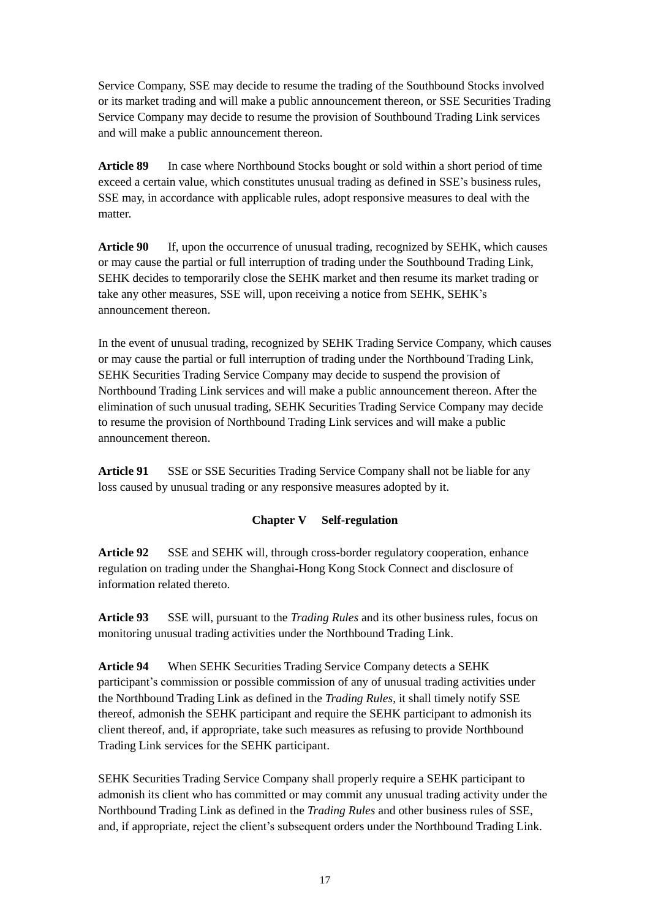Service Company, SSE may decide to resume the trading of the Southbound Stocks involved or its market trading and will make a public announcement thereon, or SSE Securities Trading Service Company may decide to resume the provision of Southbound Trading Link services and will make a public announcement thereon.

**Article 89** In case where Northbound Stocks bought or sold within a short period of time exceed a certain value, which constitutes unusual trading as defined in SSE's business rules, SSE may, in accordance with applicable rules, adopt responsive measures to deal with the matter.

**Article 90** If, upon the occurrence of unusual trading, recognized by SEHK, which causes or may cause the partial or full interruption of trading under the Southbound Trading Link, SEHK decides to temporarily close the SEHK market and then resume its market trading or take any other measures, SSE will, upon receiving a notice from SEHK, SEHK's announcement thereon.

In the event of unusual trading, recognized by SEHK Trading Service Company, which causes or may cause the partial or full interruption of trading under the Northbound Trading Link, SEHK Securities Trading Service Company may decide to suspend the provision of Northbound Trading Link services and will make a public announcement thereon. After the elimination of such unusual trading, SEHK Securities Trading Service Company may decide to resume the provision of Northbound Trading Link services and will make a public announcement thereon.

**Article 91** SSE or SSE Securities Trading Service Company shall not be liable for any loss caused by unusual trading or any responsive measures adopted by it.

## Chapter V Self-regulation

**Article 92** SSE and SEHK will, through cross-border regulatory cooperation, enhance regulation on trading under the Shanghai-Hong Kong Stock Connect and disclosure of information related thereto.

**Article 93** SSE will, pursuant to the *Trading Rules* and its other business rules, focus on monitoring unusual trading activities under the Northbound Trading Link.

**Article 94** When SEHK Securities Trading Service Company detects a SEHK participant's commission or possible commission of any of unusual trading activities under the Northbound Trading Link as defined in the *Trading Rules*, it shall timely notify SSE thereof, admonish the SEHK participant and require the SEHK participant to admonish its client thereof, and, if appropriate, take such measures as refusing to provide Northbound Trading Link services for the SEHK participant.

SEHK Securities Trading Service Company shall properly require a SEHK participant to admonish its client who has committed or may commit any unusual trading activity under the Northbound Trading Link as defined in the *Trading Rules* and other business rules of SSE, and, if appropriate, reject the client's subsequent orders under the Northbound Trading Link.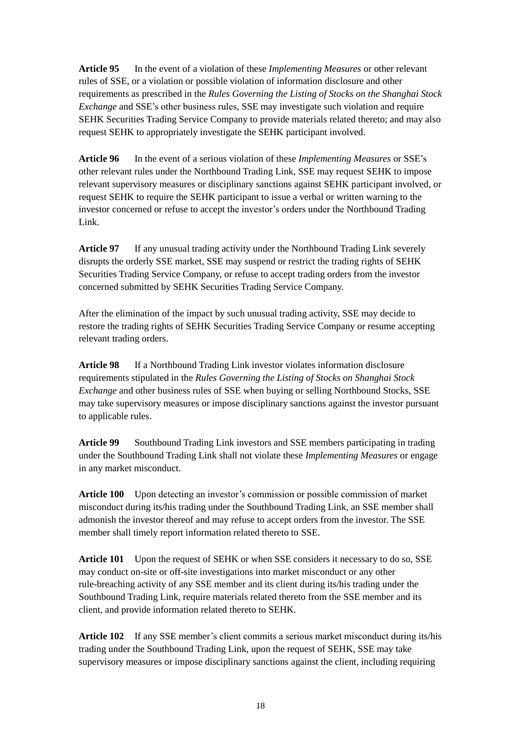**Article 95** In the event of a violation of these *Implementing Measures* or other relevant rules of SSE, or a violation or possible violation of information disclosure and other requirements as prescribed in the *Rules Governing the Listing of Stocks on the Shanghai Stock Exchange* and SSE's other business rules, SSE may investigate such violation and require SEHK Securities Trading Service Company to provide materials related thereto; and may also request SEHK to appropriately investigate the SEHK participant involved.

**Article 96** In the event of a serious violation of these *Implementing Measures* or SSE's other relevant rules under the Northbound Trading Link, SSE may request SEHK to impose relevant supervisory measures or disciplinary sanctions against SEHK participant involved, or request SEHK to require the SEHK participant to issue a verbal or written warning to the investor concerned or refuse to accept the investor's orders under the Northbound Trading Link.

**Article 97** If any unusual trading activity under the Northbound Trading Link severely disrupts the orderly SSE market, SSE may suspend or restrict the trading rights of SEHK Securities Trading Service Company, or refuse to accept trading orders from the investor concerned submitted by SEHK Securities Trading Service Company.

After the elimination of the impact by such unusual trading activity, SSE may decide to restore the trading rights of SEHK Securities Trading Service Company or resume accepting relevant trading orders.

**Article 98** If a Northbound Trading Link investor violates information disclosure requirements stipulated in the *Rules Governing the Listing of Stocks on Shanghai Stock Exchange* and other business rules of SSE when buying or selling Northbound Stocks, SSE may take supervisory measures or impose disciplinary sanctions against the investor pursuant to applicable rules.

**Article 99** Southbound Trading Link investors and SSE members participating in trading under the Southbound Trading Link shall not violate these *Implementing Measures* or engage in any market misconduct.

**Article 100** Upon detecting an investor's commission or possible commission of market misconduct during its/his trading under the Southbound Trading Link, an SSE member shall admonish the investor thereof and may refuse to accept orders from the investor. The SSE member shall timely report information related thereto to SSE.

**Article 101** Upon the request of SEHK or when SSE considers it necessary to do so, SSE may conduct on-site or off-site investigations into market misconduct or any other rule-breaching activity of any SSE member and its client during its/his trading under the Southbound Trading Link, require materials related thereto from the SSE member and its client, and provide information related thereto to SEHK.

**Article 102** If any SSE member's client commits a serious market misconduct during its/his trading under the Southbound Trading Link, upon the request of SEHK, SSE may take supervisory measures or impose disciplinary sanctions against the client, including requiring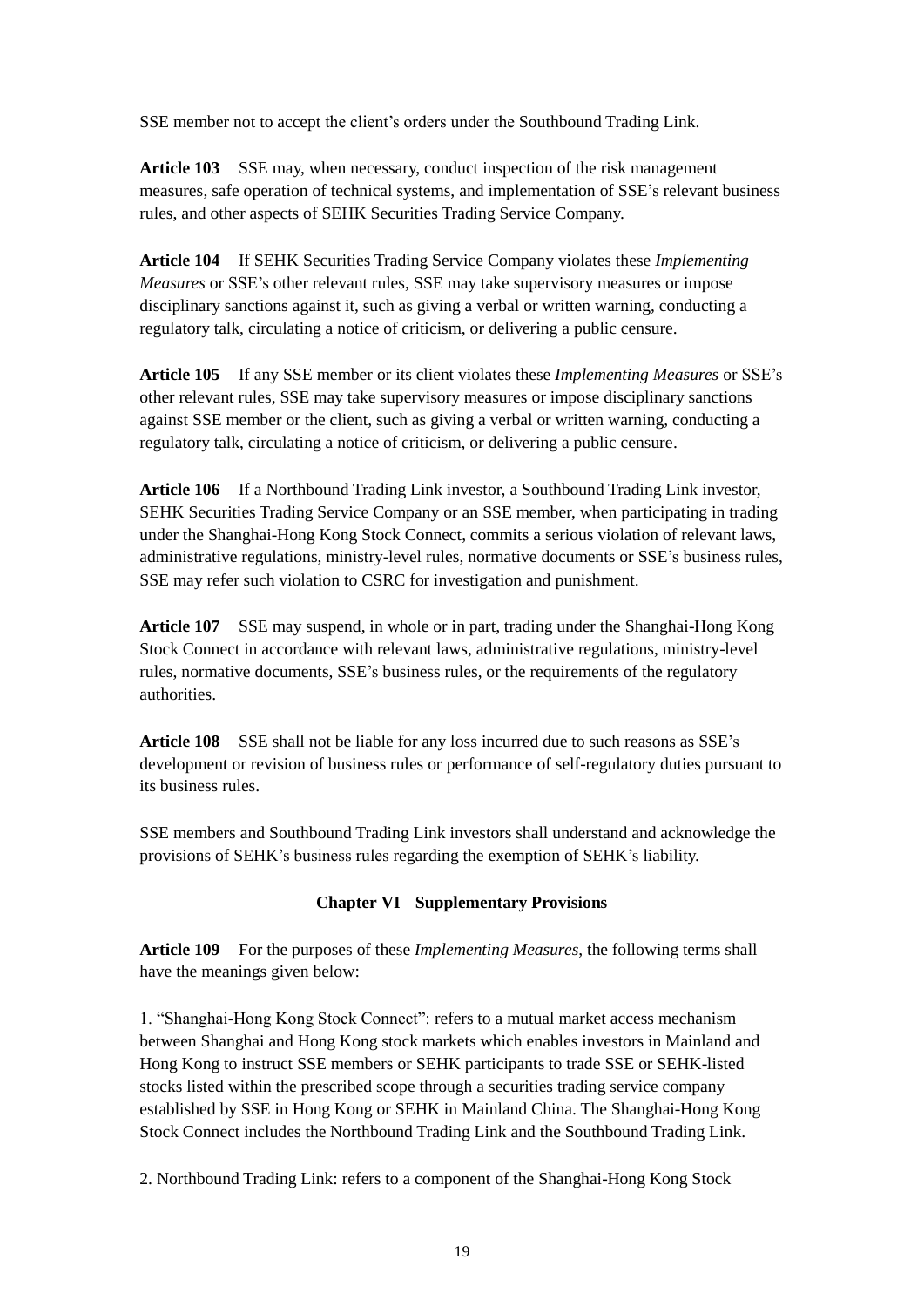SSE member not to accept the client's orders under the Southbound Trading Link.

**Article 103** SSE may, when necessary, conduct inspection of the risk management measures, safe operation of technical systems, and implementation of SSE's relevant business rules, and other aspects of SEHK Securities Trading Service Company.

**Article 104** If SEHK Securities Trading Service Company violates these *Implementing Measures* or SSE's other relevant rules, SSE may take supervisory measures or impose disciplinary sanctions against it, such as giving a verbal or written warning, conducting a regulatory talk, circulating a notice of criticism, or delivering a public censure.

**Article 105** If any SSE member or its client violates these *Implementing Measures* or SSE's other relevant rules, SSE may take supervisory measures or impose disciplinary sanctions against SSE member or the client, such as giving a verbal or written warning, conducting a regulatory talk, circulating a notice of criticism, or delivering a public censure.

**Article 106** If a Northbound Trading Link investor, a Southbound Trading Link investor, SEHK Securities Trading Service Company or an SSE member, when participating in trading under the Shanghai-Hong Kong Stock Connect, commits a serious violation of relevant laws, administrative regulations, ministry-level rules, normative documents or SSE's business rules, SSE may refer such violation to CSRC for investigation and punishment.

**Article 107** SSE may suspend, in whole or in part, trading under the Shanghai-Hong Kong Stock Connect in accordance with relevant laws, administrative regulations, ministry-level rules, normative documents, SSE's business rules, or the requirements of the regulatory authorities.

**Article 108** SSE shall not be liable for any loss incurred due to such reasons as SSE's development or revision of business rules or performance of self-regulatory duties pursuant to its business rules.

SSE members and Southbound Trading Link investors shall understand and acknowledge the provisions of SEHK's business rules regarding the exemption of SEHK's liability.

## Chapter VI Supplementary Provisions

**Article 109** For the purposes of these *Implementing Measures*, the following terms shall have the meanings given below:

1. "Shanghai-Hong Kong Stock Connect": refers to a mutual market access mechanism between Shanghai and Hong Kong stock markets which enables investors in Mainland and Hong Kong to instruct SSE members or SEHK participants to trade SSE or SEHK-listed stocks listed within the prescribed scope through a securities trading service company established by SSE in Hong Kong or SEHK in Mainland China. The Shanghai-Hong Kong Stock Connect includes the Northbound Trading Link and the Southbound Trading Link.

2. Northbound Trading Link: refers to a component of the Shanghai-Hong Kong Stock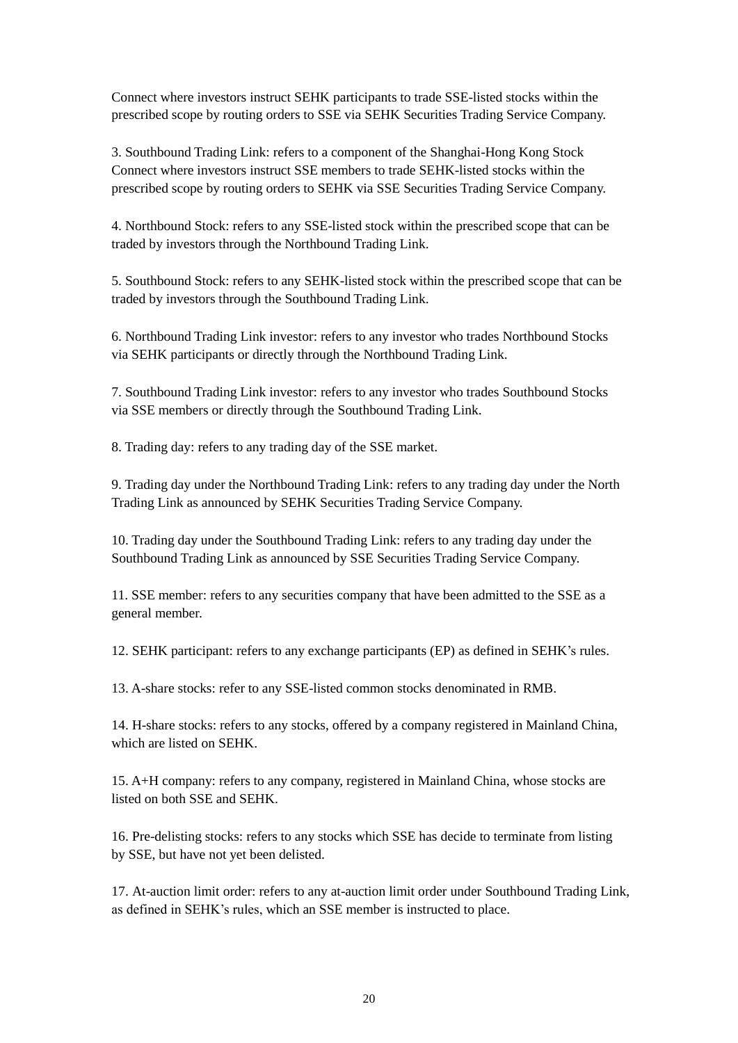Connect where investors instruct SEHK participants to trade SSE-listed stocks within the prescribed scope by routing orders to SSE via SEHK Securities Trading Service Company.

3. Southbound Trading Link: refers to a component of the Shanghai-Hong Kong Stock Connect where investors instruct SSE members to trade SEHK-listed stocks within the prescribed scope by routing orders to SEHK via SSE Securities Trading Service Company.

4. Northbound Stock: refers to any SSE-listed stock within the prescribed scope that can be traded by investors through the Northbound Trading Link.

5. Southbound Stock: refers to any SEHK-listed stock within the prescribed scope that can be traded by investors through the Southbound Trading Link.

6. Northbound Trading Link investor: refers to any investor who trades Northbound Stocks via SEHK participants or directly through the Northbound Trading Link.

7. Southbound Trading Link investor: refers to any investor who trades Southbound Stocks via SSE members or directly through the Southbound Trading Link.

8. Trading day: refers to any trading day of the SSE market.

9. Trading day under the Northbound Trading Link: refers to any trading day under the North Trading Link as announced by SEHK Securities Trading Service Company.

10. Trading day under the Southbound Trading Link: refers to any trading day under the Southbound Trading Link as announced by SSE Securities Trading Service Company.

11. SSE member: refers to any securities company that have been admitted to the SSE as a general member.

12. SEHK participant: refers to any exchange participants (EP) as defined in SEHK's rules.

13. A-share stocks: refer to any SSE-listed common stocks denominated in RMB.

14. H-share stocks: refers to any stocks, offered by a company registered in Mainland China, which are listed on SEHK.

15. A+H company: refers to any company, registered in Mainland China, whose stocks are listed on both SSE and SEHK.

16. Pre-delisting stocks: refers to any stocks which SSE has decide to terminate from listing by SSE, but have not yet been delisted.

17. At-auction limit order: refers to any at-auction limit order under Southbound Trading Link, as defined in SEHK's rules, which an SSE member is instructed to place.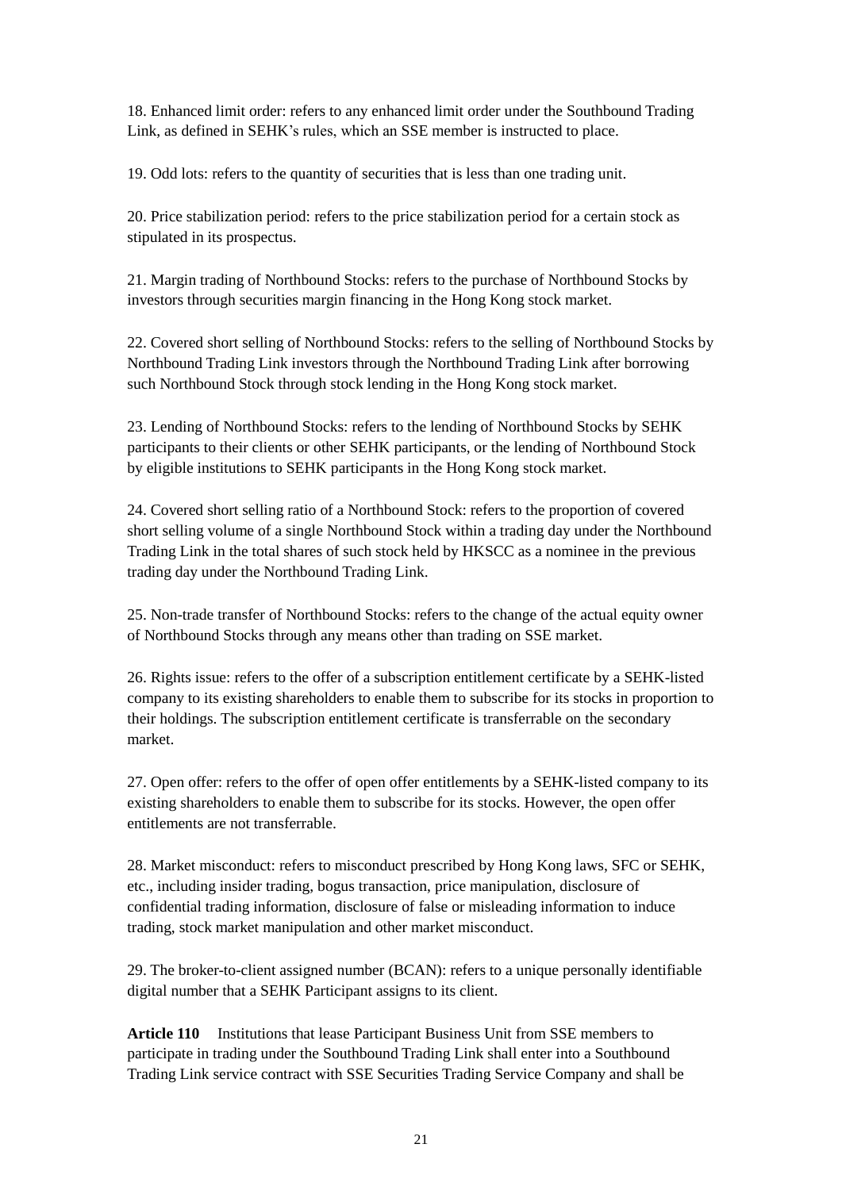18. Enhanced limit order: refers to any enhanced limit order under the Southbound Trading Link, as defined in SEHK's rules, which an SSE member is instructed to place.

19. Odd lots: refers to the quantity of securities that is less than one trading unit.

20. Price stabilization period: refers to the price stabilization period for a certain stock as stipulated in its prospectus.

21. Margin trading of Northbound Stocks: refers to the purchase of Northbound Stocks by investors through securities margin financing in the Hong Kong stock market.

22. Covered short selling of Northbound Stocks: refers to the selling of Northbound Stocks by Northbound Trading Link investors through the Northbound Trading Link after borrowing such Northbound Stock through stock lending in the Hong Kong stock market.

23. Lending of Northbound Stocks: refers to the lending of Northbound Stocks by SEHK participants to their clients or other SEHK participants, or the lending of Northbound Stock by eligible institutions to SEHK participants in the Hong Kong stock market.

24. Covered short selling ratio of a Northbound Stock: refers to the proportion of covered short selling volume of a single Northbound Stock within a trading day under the Northbound Trading Link in the total shares of such stock held by HKSCC as a nominee in the previous trading day under the Northbound Trading Link.

25. Non-trade transfer of Northbound Stocks: refers to the change of the actual equity owner of Northbound Stocks through any means other than trading on SSE market.

26. Rights issue: refers to the offer of a subscription entitlement certificate by a SEHK-listed company to its existing shareholders to enable them to subscribe for its stocks in proportion to their holdings. The subscription entitlement certificate is transferrable on the secondary market.

27. Open offer: refers to the offer of open offer entitlements by a SEHK-listed company to its existing shareholders to enable them to subscribe for its stocks. However, the open offer entitlements are not transferrable.

28. Market misconduct: refers to misconduct prescribed by Hong Kong laws, SFC or SEHK, etc., including insider trading, bogus transaction, price manipulation, disclosure of confidential trading information, disclosure of false or misleading information to induce trading, stock market manipulation and other market misconduct.

29. The broker-to-client assigned number (BCAN): refers to a unique personally identifiable digital number that a SEHK Participant assigns to its client.

**Article 110** Institutions that lease Participant Business Unit from SSE members to participate in trading under the Southbound Trading Link shall enter into a Southbound Trading Link service contract with SSE Securities Trading Service Company and shall be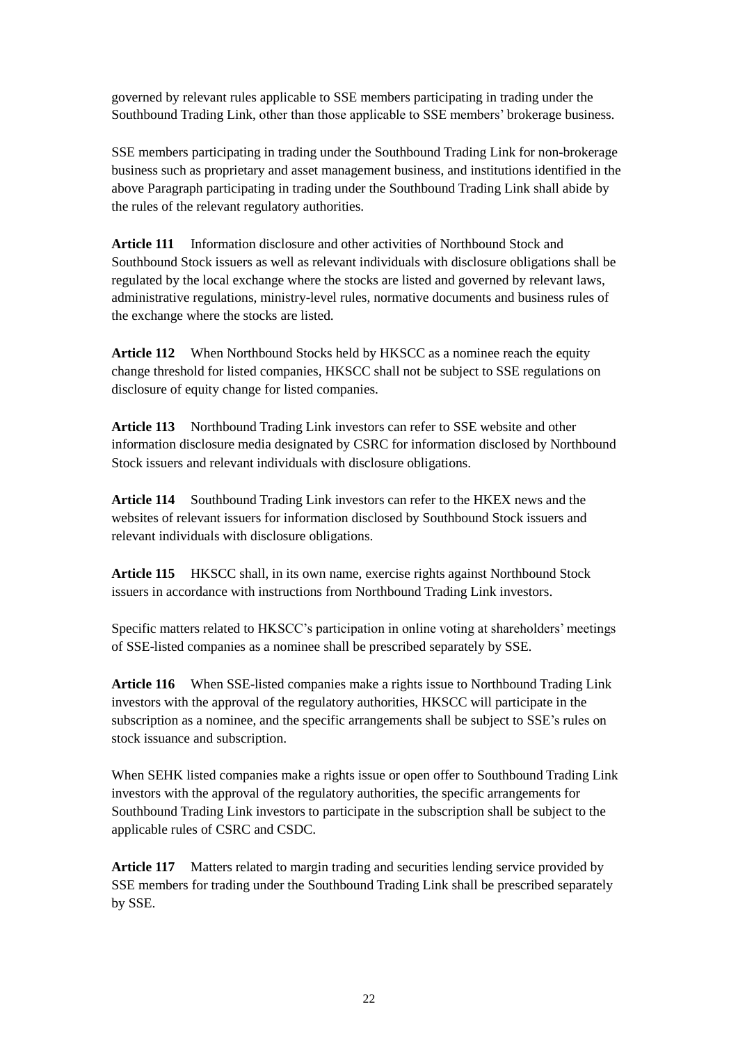governed by relevant rules applicable to SSE members participating in trading under the Southbound Trading Link, other than those applicable to SSE members' brokerage business.

SSE members participating in trading under the Southbound Trading Link for non-brokerage business such as proprietary and asset management business, and institutions identified in the above Paragraph participating in trading under the Southbound Trading Link shall abide by the rules of the relevant regulatory authorities.

**Article 111** Information disclosure and other activities of Northbound Stock and Southbound Stock issuers as well as relevant individuals with disclosure obligations shall be regulated by the local exchange where the stocks are listed and governed by relevant laws, administrative regulations, ministry-level rules, normative documents and business rules of the exchange where the stocks are listed.

**Article 112** When Northbound Stocks held by HKSCC as a nominee reach the equity change threshold for listed companies, HKSCC shall not be subject to SSE regulations on disclosure of equity change for listed companies.

**Article 113** Northbound Trading Link investors can refer to SSE website and other information disclosure media designated by CSRC for information disclosed by Northbound Stock issuers and relevant individuals with disclosure obligations.

**Article 114** Southbound Trading Link investors can refer to the HKEX news and the websites of relevant issuers for information disclosed by Southbound Stock issuers and relevant individuals with disclosure obligations.

**Article 115** HKSCC shall, in its own name, exercise rights against Northbound Stock issuers in accordance with instructions from Northbound Trading Link investors.

Specific matters related to HKSCC's participation in online voting at shareholders' meetings of SSE-listed companies as a nominee shall be prescribed separately by SSE.

**Article 116** When SSE-listed companies make a rights issue to Northbound Trading Link investors with the approval of the regulatory authorities, HKSCC will participate in the subscription as a nominee, and the specific arrangements shall be subject to SSE's rules on stock issuance and subscription.

When SEHK listed companies make a rights issue or open offer to Southbound Trading Link investors with the approval of the regulatory authorities, the specific arrangements for Southbound Trading Link investors to participate in the subscription shall be subject to the applicable rules of CSRC and CSDC.

**Article 117** Matters related to margin trading and securities lending service provided by SSE members for trading under the Southbound Trading Link shall be prescribed separately by SSE.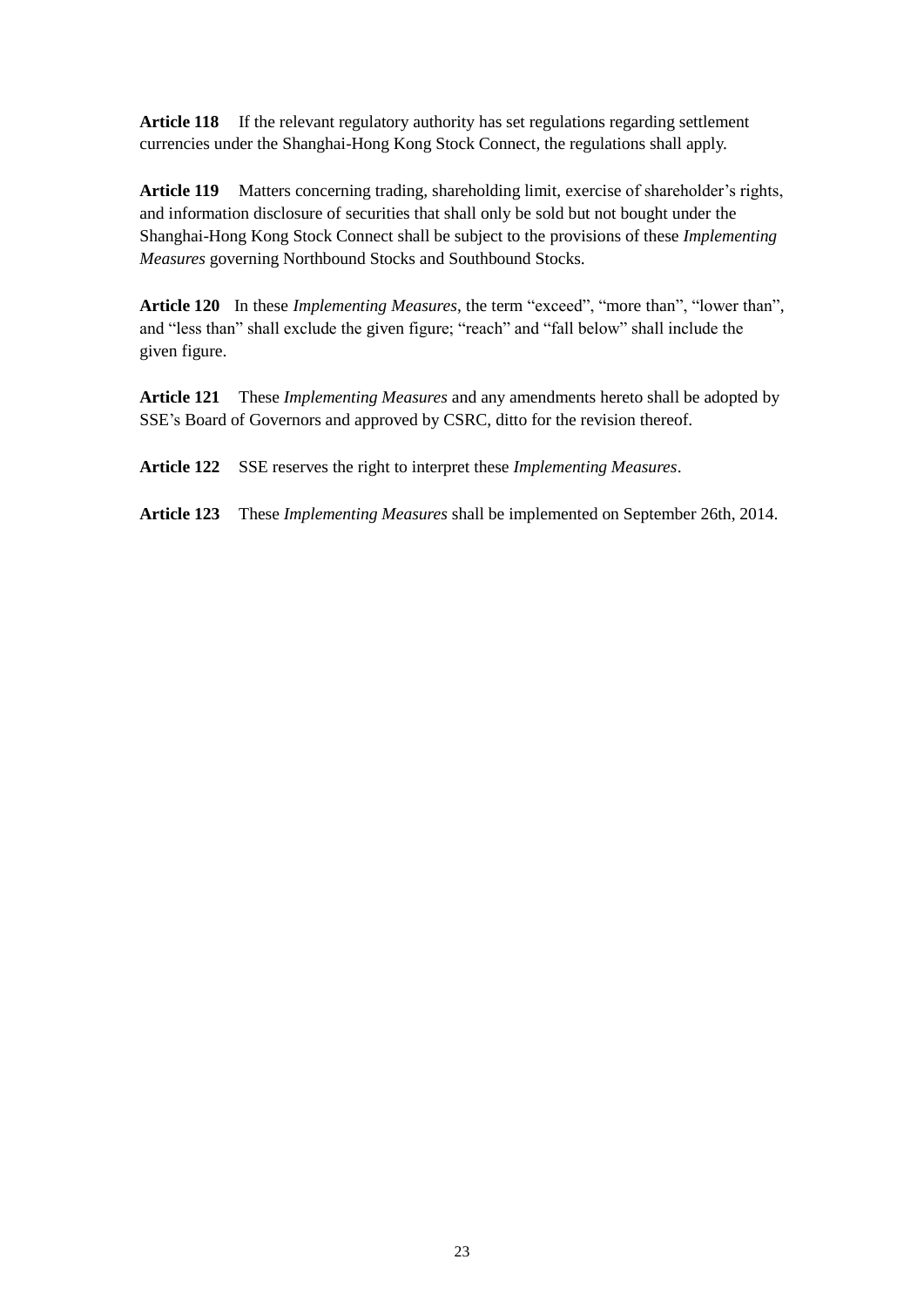**Article 118** If the relevant regulatory authority has set regulations regarding settlement currencies under the Shanghai-Hong Kong Stock Connect, the regulations shall apply.

**Article 119** Matters concerning trading, shareholding limit, exercise of shareholder's rights, and information disclosure of securities that shall only be sold but not bought under the Shanghai-Hong Kong Stock Connect shall be subject to the provisions of these *Implementing Measures* governing Northbound Stocks and Southbound Stocks.

**Article 120** In these *Implementing Measures*, the term "exceed", "more than", "lower than", and "less than" shall exclude the given figure; "reach" and "fall below" shall include the given figure.

**Article 121** These *Implementing Measures* and any amendments hereto shall be adopted by SSE's Board of Governors and approved by CSRC, ditto for the revision thereof.

**Article 122** SSE reserves the right to interpret these *Implementing Measures*.

**Article 123** These *Implementing Measures* shall be implemented on September 26th, 2014.